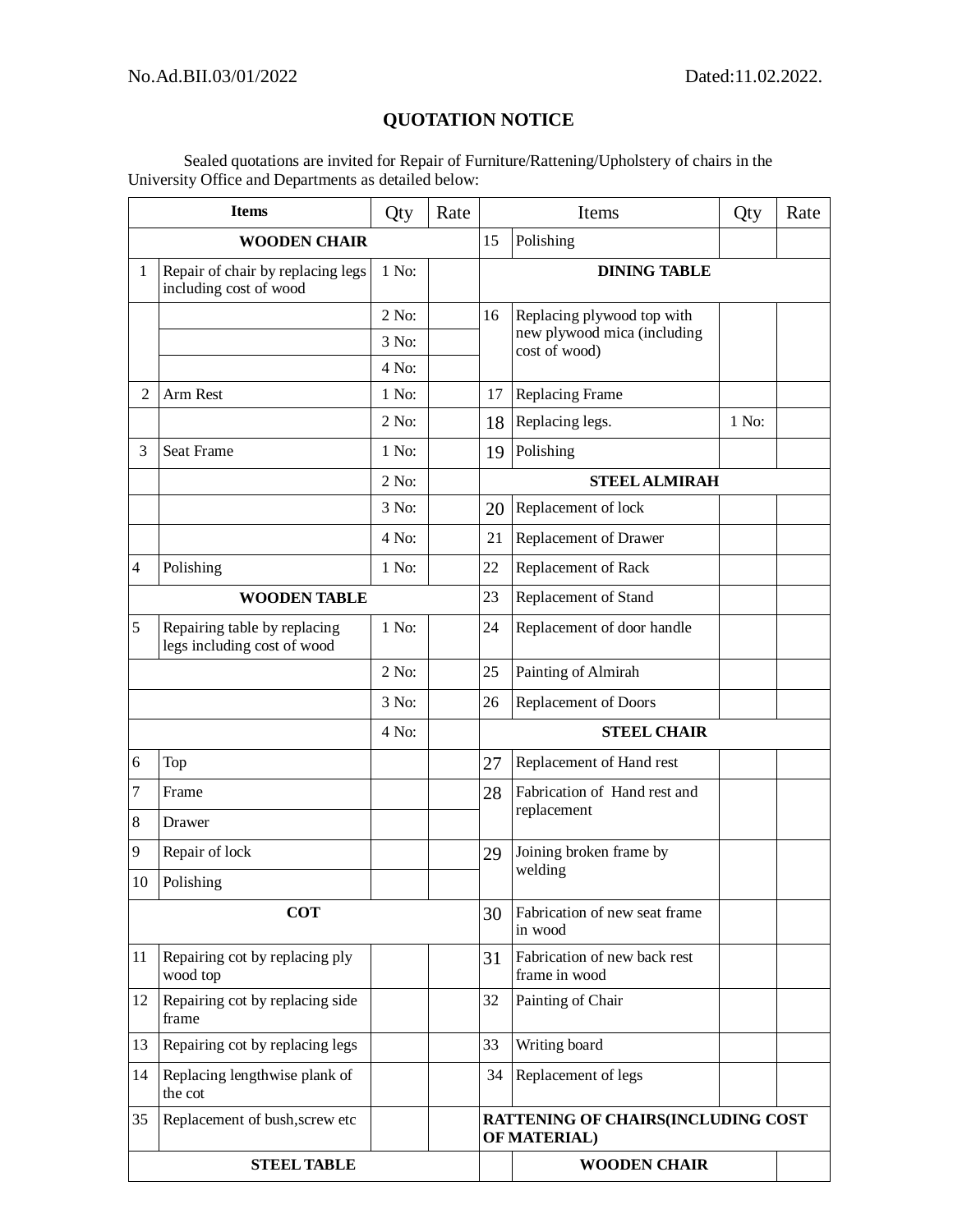No.Ad.BII.03/01/2022 Dated:11.02.2022.

## QUOTATION NOTICE

Sealed quotations are invited for Repair of Furniture/Rattening/Upholstery of chairs in the University Office and Departments as detailed below:

| | Items | Qty | Rate | | Items | Qty | Rate |
|---|---|---|---|---|---|---|---|
| **WOODEN CHAIR** | | | | 15 | Polishing | | |
| 1 | Repair of chair by replacing legs including cost of wood | 1 No: | | **DINING TABLE** | | | |
| | | 2 No: | | 16 | Replacing plywood top with new plywood mica (including cost of wood) | | |
| | | 3 No: | | | | | |
| | | 4 No: | | | | | |
| 2 | Arm Rest | 1 No: | | 17 | Replacing Frame | | |
| | | 2 No: | | 18 | Replacing legs. | 1 No: | |
| 3 | Seat Frame | 1 No: | | 19 | Polishing | | |
| | | 2 No: | | **STEEL ALMIRAH** | | | |
| | | 3 No: | | 20 | Replacement of lock | | |
| | | 4 No: | | 21 | Replacement of Drawer | | |
| 4 | Polishing | 1 No: | | 22 | Replacement of Rack | | |
| **WOODEN TABLE** | | | | 23 | Replacement of Stand | | |
| 5 | Repairing table by replacing legs including cost of wood | 1 No: | | 24 | Replacement of door handle | | |
| | | 2 No: | | 25 | Painting of Almirah | | |
| | | 3 No: | | 26 | Replacement of Doors | | |
| | | 4 No: | | **STEEL CHAIR** | | | |
| 6 | Top | | | 27 | Replacement of Hand rest | | |
| 7 | Frame | | | 28 | Fabrication of Hand rest and replacement | | |
| 8 | Drawer | | | | | | |
| 9 | Repair of lock | | | 29 | Joining broken frame by welding | | |
| 10 | Polishing | | | | | | |
| **COT** | | | | 30 | Fabrication of new seat frame in wood | | |
| 11 | Repairing cot by replacing ply wood top | | | 31 | Fabrication of new back rest frame in wood | | |
| 12 | Repairing cot by replacing side frame | | | 32 | Painting of Chair | | |
| 13 | Repairing cot by replacing legs | | | 33 | Writing board | | |
| 14 | Replacing lengthwise plank of the cot | | | 34 | Replacement of legs | | |
| 35 | Replacement of bush,screw etc | | | **RATTENING OF CHAIRS(INCLUDING COST OF MATERIAL)** | | | |
| **STEEL TABLE** | | | | | **WOODEN CHAIR** | | |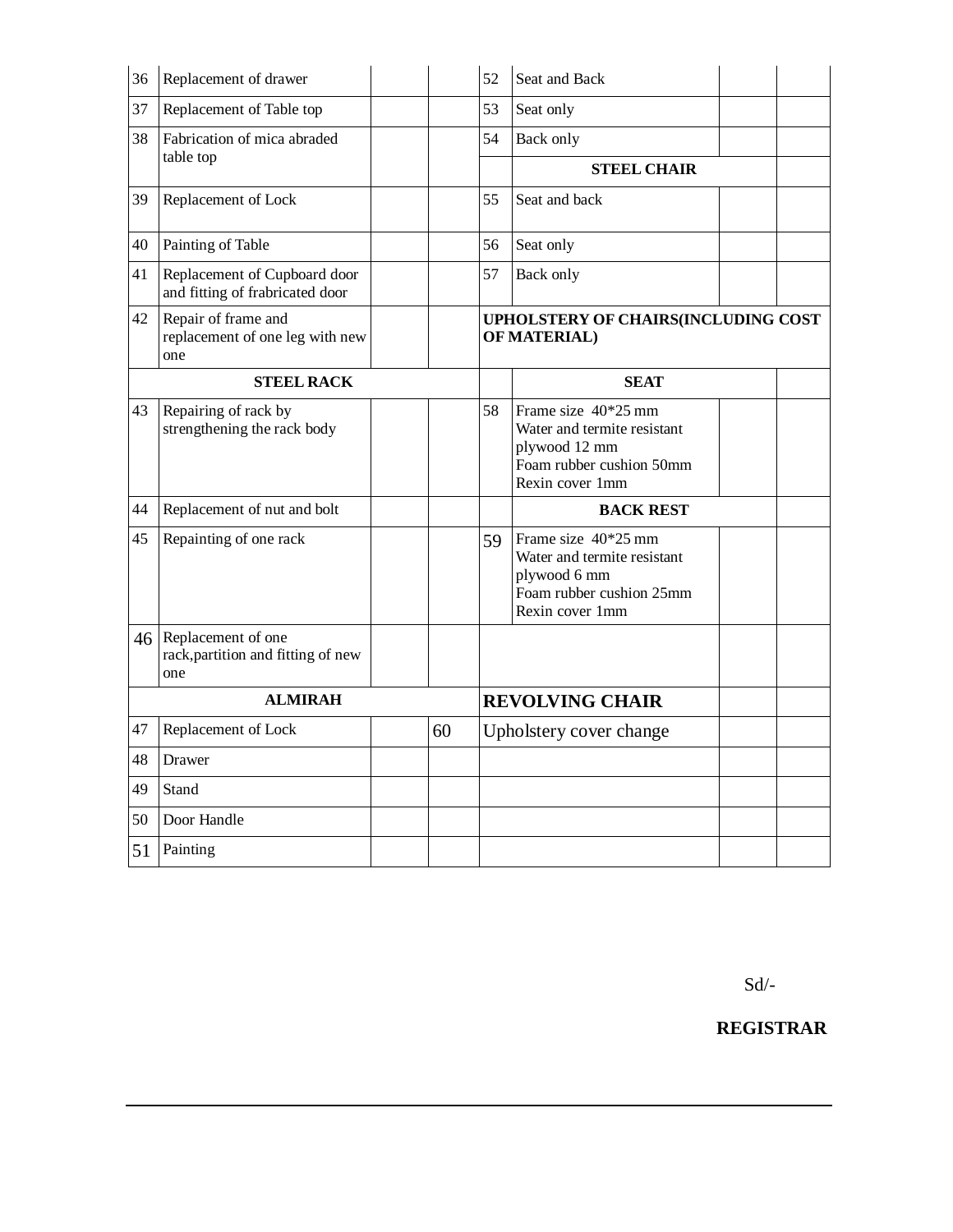| | | | | | | | |
|---|---|---|---|---|---|---|---|
| 36 | Replacement of drawer | | | 52 | Seat and Back | | |
| 37 | Replacement of Table top | | | 53 | Seat only | | |
| 38 | Fabrication of mica abraded table top | | | 54 | Back only | | |
| | | | | | **STEEL CHAIR** | | |
| 39 | Replacement of Lock | | | 55 | Seat and back | | |
| 40 | Painting of Table | | | 56 | Seat only | | |
| 41 | Replacement of Cupboard door and fitting of frabricated door | | | 57 | Back only | | |
| 42 | Repair of frame and replacement of one leg with new one | | | **UPHOLSTERY OF CHAIRS(INCLUDING COST OF MATERIAL)** | | | |
| | **STEEL RACK** | | | | **SEAT** | | |
| 43 | Repairing of rack by strengthening the rack body | | | 58 | Frame size 40*25 mm<br>Water and termite resistant plywood 12 mm<br>Foam rubber cushion 50mm<br>Rexin cover 1mm | | |
| 44 | Replacement of nut and bolt | | | | **BACK REST** | | |
| 45 | Repainting of one rack | | | 59 | Frame size 40*25 mm<br>Water and termite resistant plywood 6 mm<br>Foam rubber cushion 25mm<br>Rexin cover 1mm | | |
| 46 | Replacement of one rack,partition and fitting of new one | | | | | | |
| | **ALMIRAH** | | | **REVOLVING CHAIR** | | | |
| 47 | Replacement of Lock | | 60 | Upholstery cover change | | | |
| 48 | Drawer | | | | | | |
| 49 | Stand | | | | | | |
| 50 | Door Handle | | | | | | |
| 51 | Painting | | | | | | |

Sd/-

**REGISTRAR**